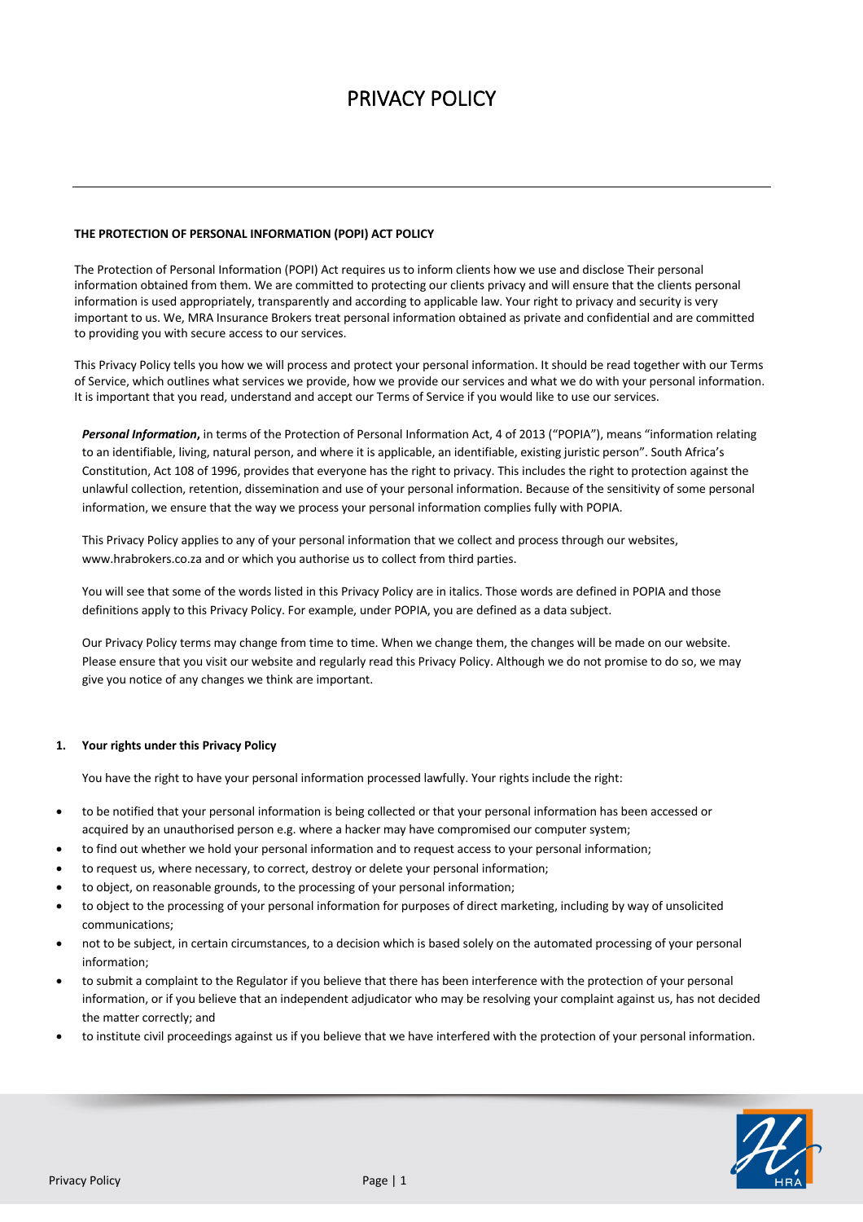# PRIVACY POLICY

**THE PROTECTION OF PERSONAL INFORMATION (POPI) ACT POLICY**

The Protection of Personal Information (POPI) Act requires us to inform clients how we use and disclose Their personal information obtained from them. We are committed to protecting our clients privacy and will ensure that the clients personal information is used appropriately, transparently and according to applicable law. Your right to privacy and security is very important to us. We, MRA Insurance Brokers treat personal information obtained as private and confidential and are committed to providing you with secure access to our services.

This Privacy Policy tells you how we will process and protect your personal information. It should be read together with our Terms of Service, which outlines what services we provide, how we provide our services and what we do with your personal information. It is important that you read, understand and accept our Terms of Service if you would like to use our services.

***Personal Information*****,** in terms of the Protection of Personal Information Act, 4 of 2013 ("POPIA"), means "information relating to an identifiable, living, natural person, and where it is applicable, an identifiable, existing juristic person". South Africa's Constitution, Act 108 of 1996, provides that everyone has the right to privacy. This includes the right to protection against the unlawful collection, retention, dissemination and use of your personal information. Because of the sensitivity of some personal information, we ensure that the way we process your personal information complies fully with POPIA.

This Privacy Policy applies to any of your personal information that we collect and process through our websites, www.hrabrokers.co.za and or which you authorise us to collect from third parties.

You will see that some of the words listed in this Privacy Policy are in italics. Those words are defined in POPIA and those definitions apply to this Privacy Policy. For example, under POPIA, you are defined as a data subject.

Our Privacy Policy terms may change from time to time. When we change them, the changes will be made on our website. Please ensure that you visit our website and regularly read this Privacy Policy. Although we do not promise to do so, we may give you notice of any changes we think are important.

### 1. Your rights under this Privacy Policy

You have the right to have your personal information processed lawfully. Your rights include the right:

- to be notified that your personal information is being collected or that your personal information has been accessed or acquired by an unauthorised person e.g. where a hacker may have compromised our computer system;
- to find out whether we hold your personal information and to request access to your personal information;
- to request us, where necessary, to correct, destroy or delete your personal information;
- to object, on reasonable grounds, to the processing of your personal information;
- to object to the processing of your personal information for purposes of direct marketing, including by way of unsolicited communications;
- not to be subject, in certain circumstances, to a decision which is based solely on the automated processing of your personal information;
- to submit a complaint to the Regulator if you believe that there has been interference with the protection of your personal information, or if you believe that an independent adjudicator who may be resolving your complaint against us, has not decided the matter correctly; and
- to institute civil proceedings against us if you believe that we have interfered with the protection of your personal information.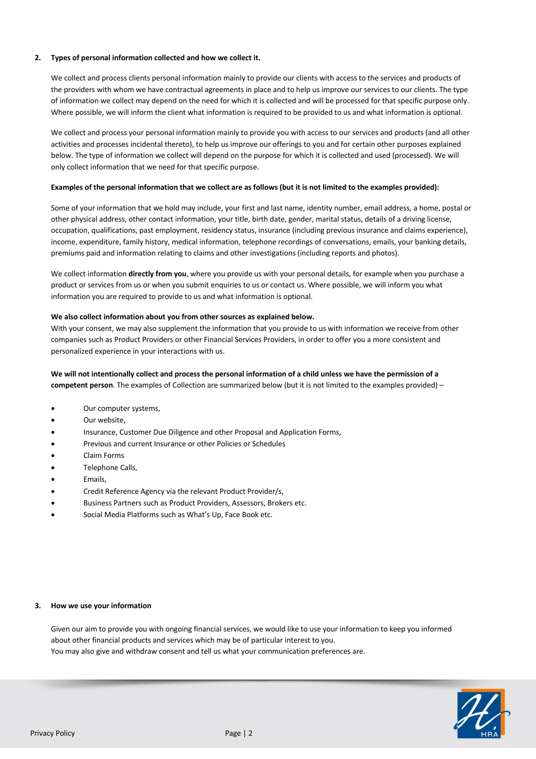## 2. Types of personal information collected and how we collect it.

We collect and process clients personal information mainly to provide our clients with access to the services and products of the providers with whom we have contractual agreements in place and to help us improve our services to our clients. The type of information we collect may depend on the need for which it is collected and will be processed for that specific purpose only. Where possible, we will inform the client what information is required to be provided to us and what information is optional.

We collect and process your personal information mainly to provide you with access to our services and products (and all other activities and processes incidental thereto), to help us improve our offerings to you and for certain other purposes explained below. The type of information we collect will depend on the purpose for which it is collected and used (processed). We will only collect information that we need for that specific purpose.

**Examples of the personal information that we collect are as follows (but it is not limited to the examples provided):**

Some of your information that we hold may include, your first and last name, identity number, email address, a home, postal or other physical address, other contact information, your title, birth date, gender, marital status, details of a driving license, occupation, qualifications, past employment, residency status, insurance (including previous insurance and claims experience), income, expenditure, family history, medical information, telephone recordings of conversations, emails, your banking details, premiums paid and information relating to claims and other investigations (including reports and photos).

We collect information **directly from you**, where you provide us with your personal details, for example when you purchase a product or services from us or when you submit enquiries to us or contact us. Where possible, we will inform you what information you are required to provide to us and what information is optional.

**We also collect information about you from other sources as explained below.**
With your consent, we may also supplement the information that you provide to us with information we receive from other companies such as Product Providers or other Financial Services Providers, in order to offer you a more consistent and personalized experience in your interactions with us.

**We will not intentionally collect and process the personal information of a child unless we have the permission of a competent person**. The examples of Collection are summarized below (but it is not limited to the examples provided) –

- Our computer systems,
- Our website,
- Insurance, Customer Due Diligence and other Proposal and Application Forms,
- Previous and current Insurance or other Policies or Schedules
- Claim Forms
- Telephone Calls,
- Emails,
- Credit Reference Agency via the relevant Product Provider/s,
- Business Partners such as Product Providers, Assessors, Brokers etc.
- Social Media Platforms such as What's Up, Face Book etc.

## 3. How we use your information

Given our aim to provide you with ongoing financial services, we would like to use your information to keep you informed about other financial products and services which may be of particular interest to you.
You may also give and withdraw consent and tell us what your communication preferences are.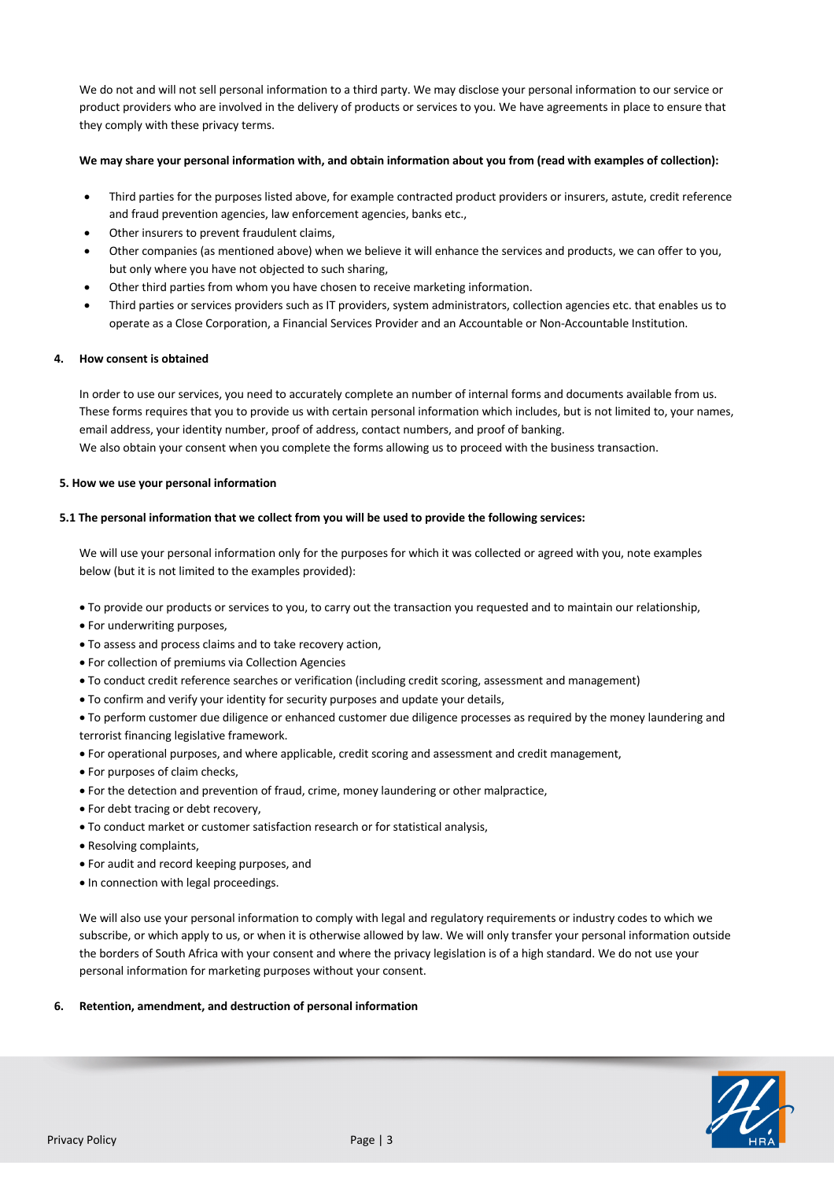We do not and will not sell personal information to a third party. We may disclose your personal information to our service or product providers who are involved in the delivery of products or services to you. We have agreements in place to ensure that they comply with these privacy terms.

**We may share your personal information with, and obtain information about you from (read with examples of collection):**

- Third parties for the purposes listed above, for example contracted product providers or insurers, astute, credit reference and fraud prevention agencies, law enforcement agencies, banks etc.,
- Other insurers to prevent fraudulent claims,
- Other companies (as mentioned above) when we believe it will enhance the services and products, we can offer to you, but only where you have not objected to such sharing,
- Other third parties from whom you have chosen to receive marketing information.
- Third parties or services providers such as IT providers, system administrators, collection agencies etc. that enables us to operate as a Close Corporation, a Financial Services Provider and an Accountable or Non-Accountable Institution.

## 4. How consent is obtained

In order to use our services, you need to accurately complete an number of internal forms and documents available from us. These forms requires that you to provide us with certain personal information which includes, but is not limited to, your names, email address, your identity number, proof of address, contact numbers, and proof of banking.
We also obtain your consent when you complete the forms allowing us to proceed with the business transaction.

## 5. How we use your personal information

### 5.1 The personal information that we collect from you will be used to provide the following services:

We will use your personal information only for the purposes for which it was collected or agreed with you, note examples below (but it is not limited to the examples provided):

- To provide our products or services to you, to carry out the transaction you requested and to maintain our relationship,
- For underwriting purposes,
- To assess and process claims and to take recovery action,
- For collection of premiums via Collection Agencies
- To conduct credit reference searches or verification (including credit scoring, assessment and management)
- To confirm and verify your identity for security purposes and update your details,
- To perform customer due diligence or enhanced customer due diligence processes as required by the money laundering and terrorist financing legislative framework.
- For operational purposes, and where applicable, credit scoring and assessment and credit management,
- For purposes of claim checks,
- For the detection and prevention of fraud, crime, money laundering or other malpractice,
- For debt tracing or debt recovery,
- To conduct market or customer satisfaction research or for statistical analysis,
- Resolving complaints,
- For audit and record keeping purposes, and
- In connection with legal proceedings.

We will also use your personal information to comply with legal and regulatory requirements or industry codes to which we subscribe, or which apply to us, or when it is otherwise allowed by law. We will only transfer your personal information outside the borders of South Africa with your consent and where the privacy legislation is of a high standard. We do not use your personal information for marketing purposes without your consent.

## 6. Retention, amendment, and destruction of personal information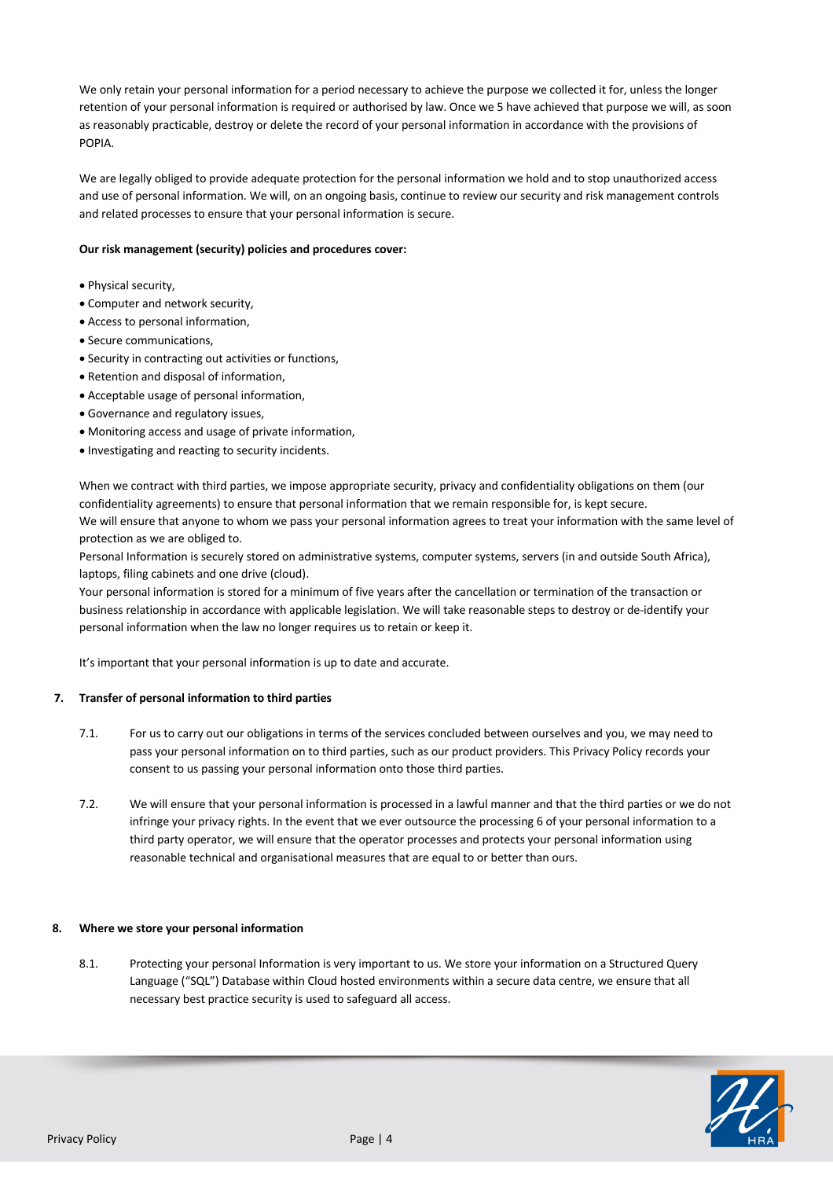We only retain your personal information for a period necessary to achieve the purpose we collected it for, unless the longer retention of your personal information is required or authorised by law. Once we 5 have achieved that purpose we will, as soon as reasonably practicable, destroy or delete the record of your personal information in accordance with the provisions of POPIA.

We are legally obliged to provide adequate protection for the personal information we hold and to stop unauthorized access and use of personal information. We will, on an ongoing basis, continue to review our security and risk management controls and related processes to ensure that your personal information is secure.

**Our risk management (security) policies and procedures cover:**

- Physical security,
- Computer and network security,
- Access to personal information,
- Secure communications,
- Security in contracting out activities or functions,
- Retention and disposal of information,
- Acceptable usage of personal information,
- Governance and regulatory issues,
- Monitoring access and usage of private information,
- Investigating and reacting to security incidents.

When we contract with third parties, we impose appropriate security, privacy and confidentiality obligations on them (our confidentiality agreements) to ensure that personal information that we remain responsible for, is kept secure.
We will ensure that anyone to whom we pass your personal information agrees to treat your information with the same level of protection as we are obliged to.
Personal Information is securely stored on administrative systems, computer systems, servers (in and outside South Africa), laptops, filing cabinets and one drive (cloud).
Your personal information is stored for a minimum of five years after the cancellation or termination of the transaction or business relationship in accordance with applicable legislation. We will take reasonable steps to destroy or de-identify your personal information when the law no longer requires us to retain or keep it.

It's important that your personal information is up to date and accurate.

## 7. Transfer of personal information to third parties

7.1. For us to carry out our obligations in terms of the services concluded between ourselves and you, we may need to pass your personal information on to third parties, such as our product providers. This Privacy Policy records your consent to us passing your personal information onto those third parties.

7.2. We will ensure that your personal information is processed in a lawful manner and that the third parties or we do not infringe your privacy rights. In the event that we ever outsource the processing 6 of your personal information to a third party operator, we will ensure that the operator processes and protects your personal information using reasonable technical and organisational measures that are equal to or better than ours.

## 8. Where we store your personal information

8.1. Protecting your personal Information is very important to us. We store your information on a Structured Query Language ("SQL") Database within Cloud hosted environments within a secure data centre, we ensure that all necessary best practice security is used to safeguard all access.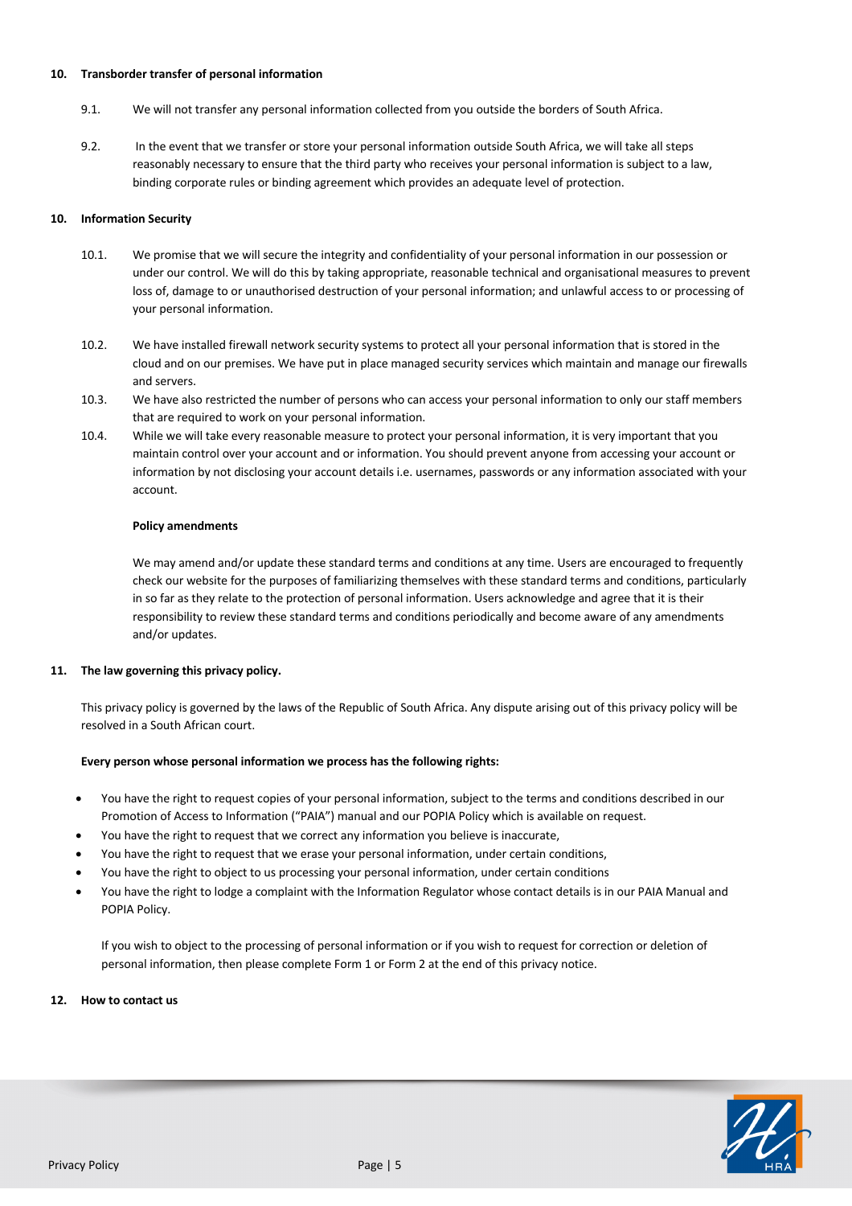**10. Transborder transfer of personal information**

9.1. We will not transfer any personal information collected from you outside the borders of South Africa.

9.2. In the event that we transfer or store your personal information outside South Africa, we will take all steps reasonably necessary to ensure that the third party who receives your personal information is subject to a law, binding corporate rules or binding agreement which provides an adequate level of protection.

**10. Information Security**

10.1. We promise that we will secure the integrity and confidentiality of your personal information in our possession or under our control. We will do this by taking appropriate, reasonable technical and organisational measures to prevent loss of, damage to or unauthorised destruction of your personal information; and unlawful access to or processing of your personal information.

10.2. We have installed firewall network security systems to protect all your personal information that is stored in the cloud and on our premises. We have put in place managed security services which maintain and manage our firewalls and servers.

10.3. We have also restricted the number of persons who can access your personal information to only our staff members that are required to work on your personal information.

10.4. While we will take every reasonable measure to protect your personal information, it is very important that you maintain control over your account and or information. You should prevent anyone from accessing your account or information by not disclosing your account details i.e. usernames, passwords or any information associated with your account.

**Policy amendments**

We may amend and/or update these standard terms and conditions at any time. Users are encouraged to frequently check our website for the purposes of familiarizing themselves with these standard terms and conditions, particularly in so far as they relate to the protection of personal information. Users acknowledge and agree that it is their responsibility to review these standard terms and conditions periodically and become aware of any amendments and/or updates.

**11. The law governing this privacy policy.**

This privacy policy is governed by the laws of the Republic of South Africa. Any dispute arising out of this privacy policy will be resolved in a South African court.

**Every person whose personal information we process has the following rights:**

- You have the right to request copies of your personal information, subject to the terms and conditions described in our Promotion of Access to Information ("PAIA") manual and our POPIA Policy which is available on request.
- You have the right to request that we correct any information you believe is inaccurate,
- You have the right to request that we erase your personal information, under certain conditions,
- You have the right to object to us processing your personal information, under certain conditions
- You have the right to lodge a complaint with the Information Regulator whose contact details is in our PAIA Manual and POPIA Policy.

If you wish to object to the processing of personal information or if you wish to request for correction or deletion of personal information, then please complete Form 1 or Form 2 at the end of this privacy notice.

**12. How to contact us**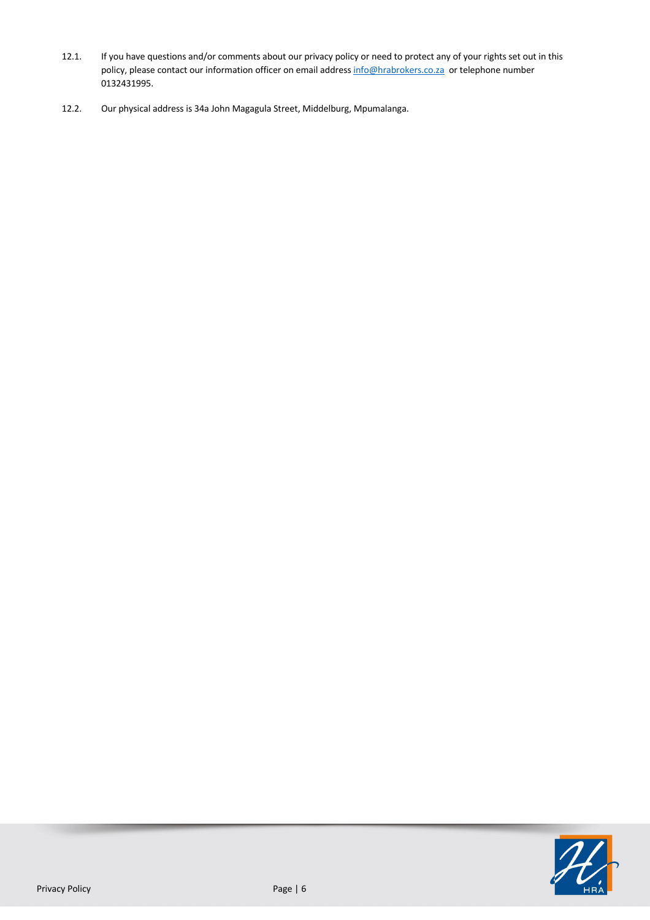12.1. If you have questions and/or comments about our privacy policy or need to protect any of your rights set out in this policy, please contact our information officer on email address [info@hrabrokers.co.za](mailto:info@hrabrokers.co.za) or telephone number 0132431995.

12.2. Our physical address is 34a John Magagula Street, Middelburg, Mpumalanga.